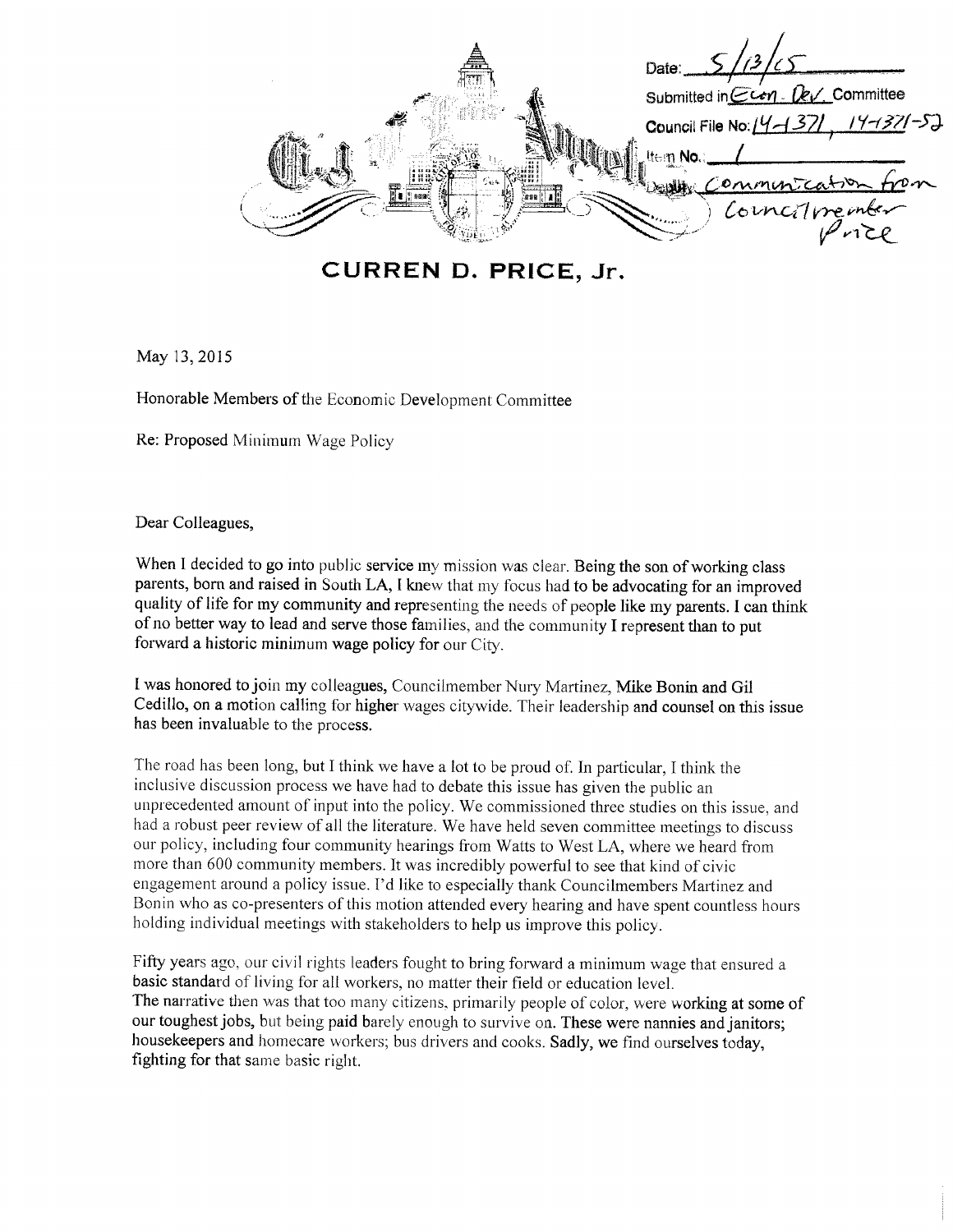Date: 5/13/15

Submitted in Econ. Dev. Committee

Council File No: 14-1371, 14-1371-S2

Item No.: 1

Deputy: Communication from Councilmember Price

# CURREN D. PRICE, Jr.

May 13, 2015

Honorable Members of the Economic Development Committee

Re: Proposed Minimum Wage Policy

Dear Colleagues,

When I decided to go into public service my mission was clear. Being the son of working class parents, born and raised in South LA, I knew that my focus had to be advocating for an improved quality of life for my community and representing the needs of people like my parents. I can think of no better way to lead and serve those families, and the community I represent than to put forward a historic minimum wage policy for our City.

I was honored to join my colleagues, Councilmember Nury Martinez, Mike Bonin and Gil Cedillo, on a motion calling for higher wages citywide. Their leadership and counsel on this issue has been invaluable to the process.

The road has been long, but I think we have a lot to be proud of. In particular, I think the inclusive discussion process we have had to debate this issue has given the public an unprecedented amount of input into the policy. We commissioned three studies on this issue, and had a robust peer review of all the literature. We have held seven committee meetings to discuss our policy, including four community hearings from Watts to West LA, where we heard from more than 600 community members. It was incredibly powerful to see that kind of civic engagement around a policy issue. I'd like to especially thank Councilmembers Martinez and Bonin who as co-presenters of this motion attended every hearing and have spent countless hours holding individual meetings with stakeholders to help us improve this policy.

Fifty years ago, our civil rights leaders fought to bring forward a minimum wage that ensured a basic standard of living for all workers, no matter their field or education level.
The narrative then was that too many citizens, primarily people of color, were working at some of our toughest jobs, but being paid barely enough to survive on. These were nannies and janitors; housekeepers and homecare workers; bus drivers and cooks. Sadly, we find ourselves today, fighting for that same basic right.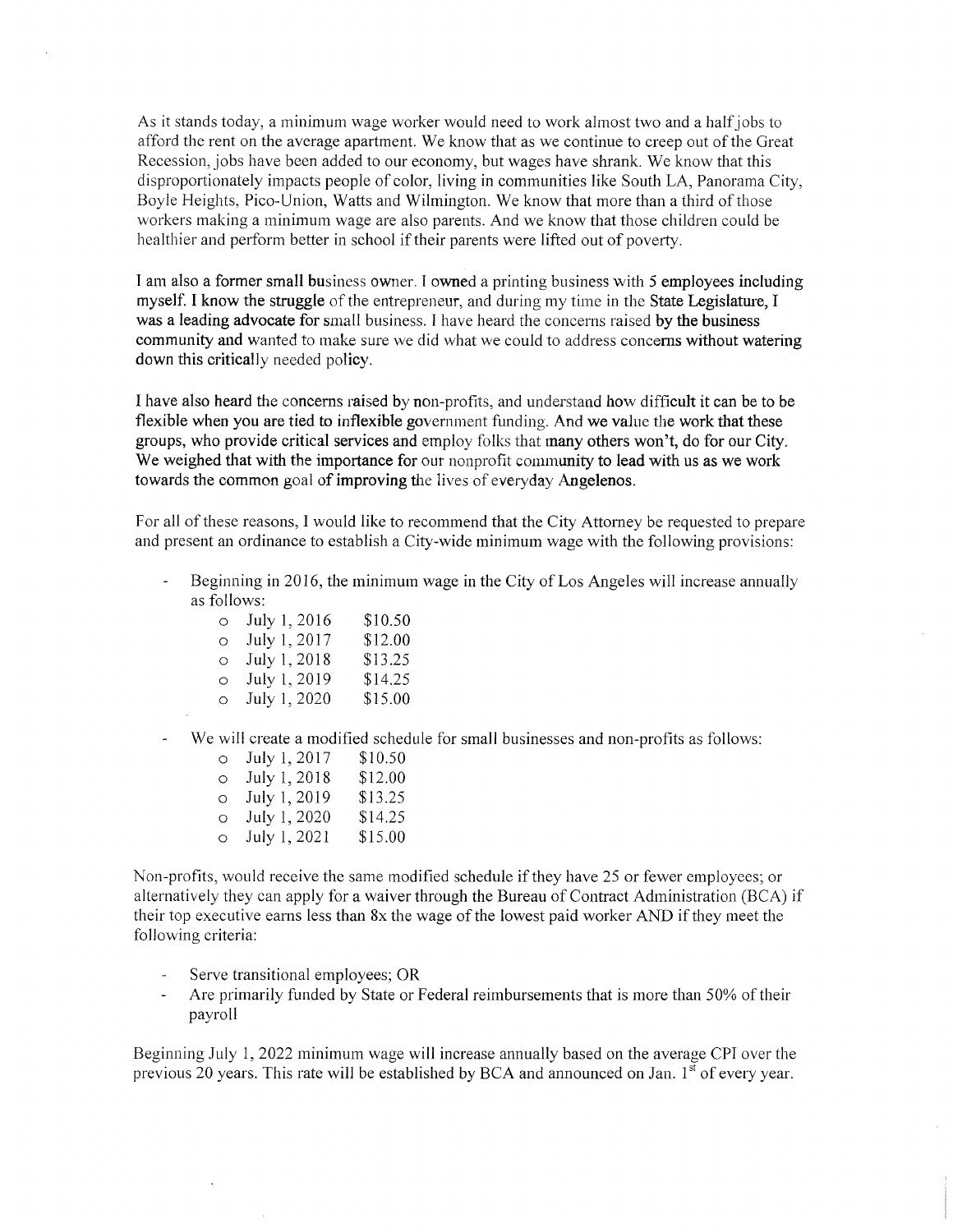As it stands today, a minimum wage worker would need to work almost two and a half jobs to afford the rent on the average apartment. We know that as we continue to creep out of the Great Recession, jobs have been added to our economy, but wages have shrank. We know that this disproportionately impacts people of color, living in communities like South LA, Panorama City, Boyle Heights, Pico-Union, Watts and Wilmington. We know that more than a third of those workers making a minimum wage are also parents. And we know that those children could be healthier and perform better in school if their parents were lifted out of poverty.

I am also a former small business owner. I owned a printing business with 5 employees including myself. I know the struggle of the entrepreneur, and during my time in the State Legislature, I was a leading advocate for small business. I have heard the concerns raised by the business community and wanted to make sure we did what we could to address concerns without watering down this critically needed policy.

I have also heard the concerns raised by non-profits, and understand how difficult it can be to be flexible when you are tied to inflexible government funding. And we value the work that these groups, who provide critical services and employ folks that many others won't, do for our City. We weighed that with the importance for our nonprofit community to lead with us as we work towards the common goal of improving the lives of everyday Angelenos.

For all of these reasons, I would like to recommend that the City Attorney be requested to prepare and present an ordinance to establish a City-wide minimum wage with the following provisions:

- Beginning in 2016, the minimum wage in the City of Los Angeles will increase annually as follows:
  - July 1, 2016 $10.50
  - July 1, 2017 $12.00
  - July 1, 2018 $13.25
  - July 1, 2019 $14.25
  - July 1, 2020 $15.00

- We will create a modified schedule for small businesses and non-profits as follows:
  - July 1, 2017 $10.50
  - July 1, 2018 $12.00
  - July 1, 2019 $13.25
  - July 1, 2020 $14.25
  - July 1, 2021 $15.00

Non-profits, would receive the same modified schedule if they have 25 or fewer employees; or alternatively they can apply for a waiver through the Bureau of Contract Administration (BCA) if their top executive earns less than 8x the wage of the lowest paid worker AND if they meet the following criteria:

- Serve transitional employees; OR
- Are primarily funded by State or Federal reimbursements that is more than 50% of their payroll

Beginning July 1, 2022 minimum wage will increase annually based on the average CPI over the previous 20 years. This rate will be established by BCA and announced on Jan. 1st of every year.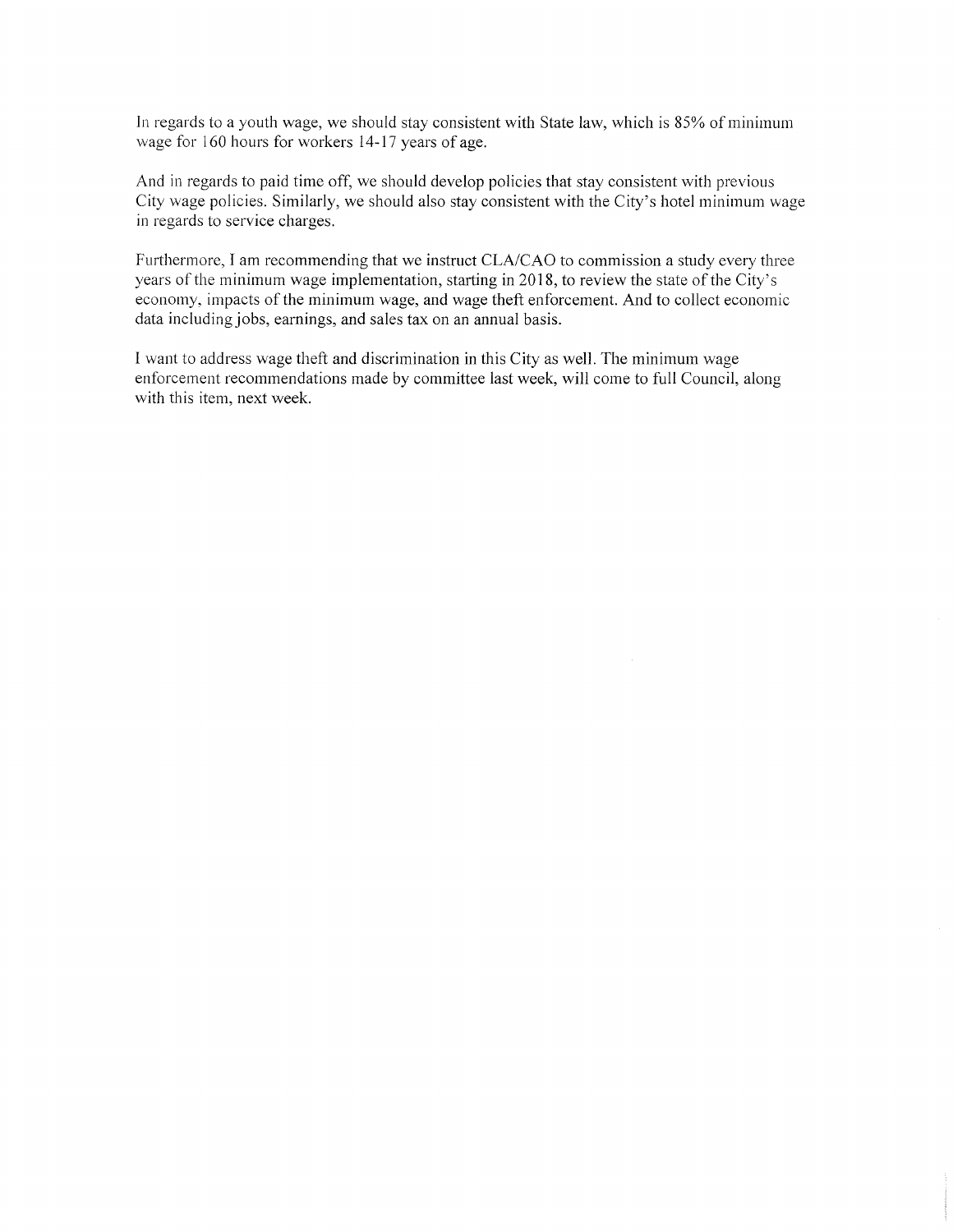In regards to a youth wage, we should stay consistent with State law, which is 85% of minimum wage for 160 hours for workers 14-17 years of age.

And in regards to paid time off, we should develop policies that stay consistent with previous City wage policies. Similarly, we should also stay consistent with the City's hotel minimum wage in regards to service charges.

Furthermore, I am recommending that we instruct CLA/CAO to commission a study every three years of the minimum wage implementation, starting in 2018, to review the state of the City's economy, impacts of the minimum wage, and wage theft enforcement. And to collect economic data including jobs, earnings, and sales tax on an annual basis.

I want to address wage theft and discrimination in this City as well. The minimum wage enforcement recommendations made by committee last week, will come to full Council, along with this item, next week.